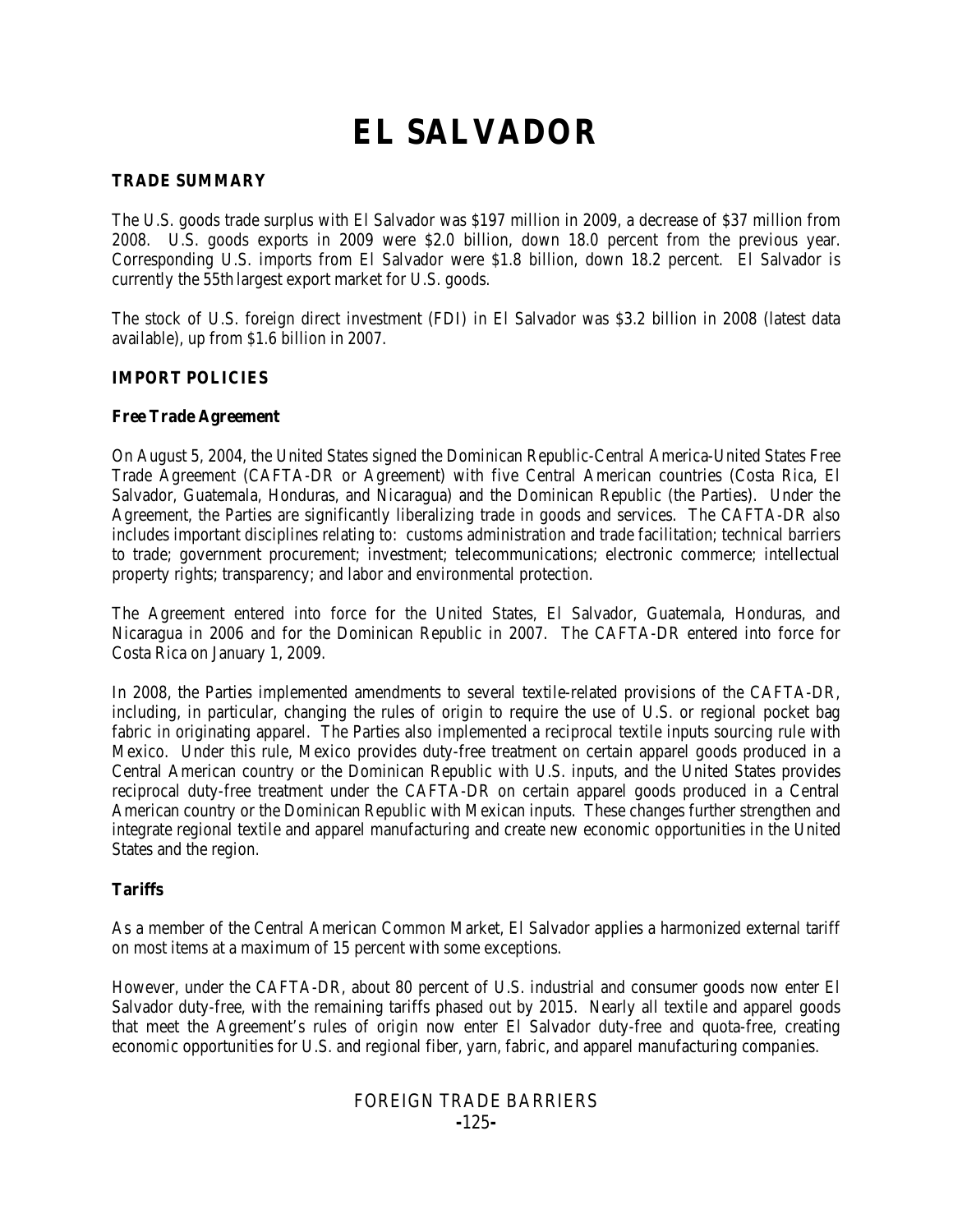# EL SALVADOR

## TRADE SUMMARY

The U.S. goods trade surplus with El Salvador was $197 million in 2009, a decrease of $37 million from 2008. U.S. goods exports in 2009 were $2.0 billion, down 18.0 percent from the previous year. Corresponding U.S. imports from El Salvador were $1.8 billion, down 18.2 percent. El Salvador is currently the 55th largest export market for U.S. goods.

The stock of U.S. foreign direct investment (FDI) in El Salvador was $3.2 billion in 2008 (latest data available), up from $1.6 billion in 2007.

## IMPORT POLICIES

### Free Trade Agreement

On August 5, 2004, the United States signed the Dominican Republic-Central America-United States Free Trade Agreement (CAFTA-DR or Agreement) with five Central American countries (Costa Rica, El Salvador, Guatemala, Honduras, and Nicaragua) and the Dominican Republic (the Parties). Under the Agreement, the Parties are significantly liberalizing trade in goods and services. The CAFTA-DR also includes important disciplines relating to: customs administration and trade facilitation; technical barriers to trade; government procurement; investment; telecommunications; electronic commerce; intellectual property rights; transparency; and labor and environmental protection.

The Agreement entered into force for the United States, El Salvador, Guatemala, Honduras, and Nicaragua in 2006 and for the Dominican Republic in 2007. The CAFTA-DR entered into force for Costa Rica on January 1, 2009.

In 2008, the Parties implemented amendments to several textile-related provisions of the CAFTA-DR, including, in particular, changing the rules of origin to require the use of U.S. or regional pocket bag fabric in originating apparel. The Parties also implemented a reciprocal textile inputs sourcing rule with Mexico. Under this rule, Mexico provides duty-free treatment on certain apparel goods produced in a Central American country or the Dominican Republic with U.S. inputs, and the United States provides reciprocal duty-free treatment under the CAFTA-DR on certain apparel goods produced in a Central American country or the Dominican Republic with Mexican inputs. These changes further strengthen and integrate regional textile and apparel manufacturing and create new economic opportunities in the United States and the region.

### Tariffs

As a member of the Central American Common Market, El Salvador applies a harmonized external tariff on most items at a maximum of 15 percent with some exceptions.

However, under the CAFTA-DR, about 80 percent of U.S. industrial and consumer goods now enter El Salvador duty-free, with the remaining tariffs phased out by 2015. Nearly all textile and apparel goods that meet the Agreement's rules of origin now enter El Salvador duty-free and quota-free, creating economic opportunities for U.S. and regional fiber, yarn, fabric, and apparel manufacturing companies.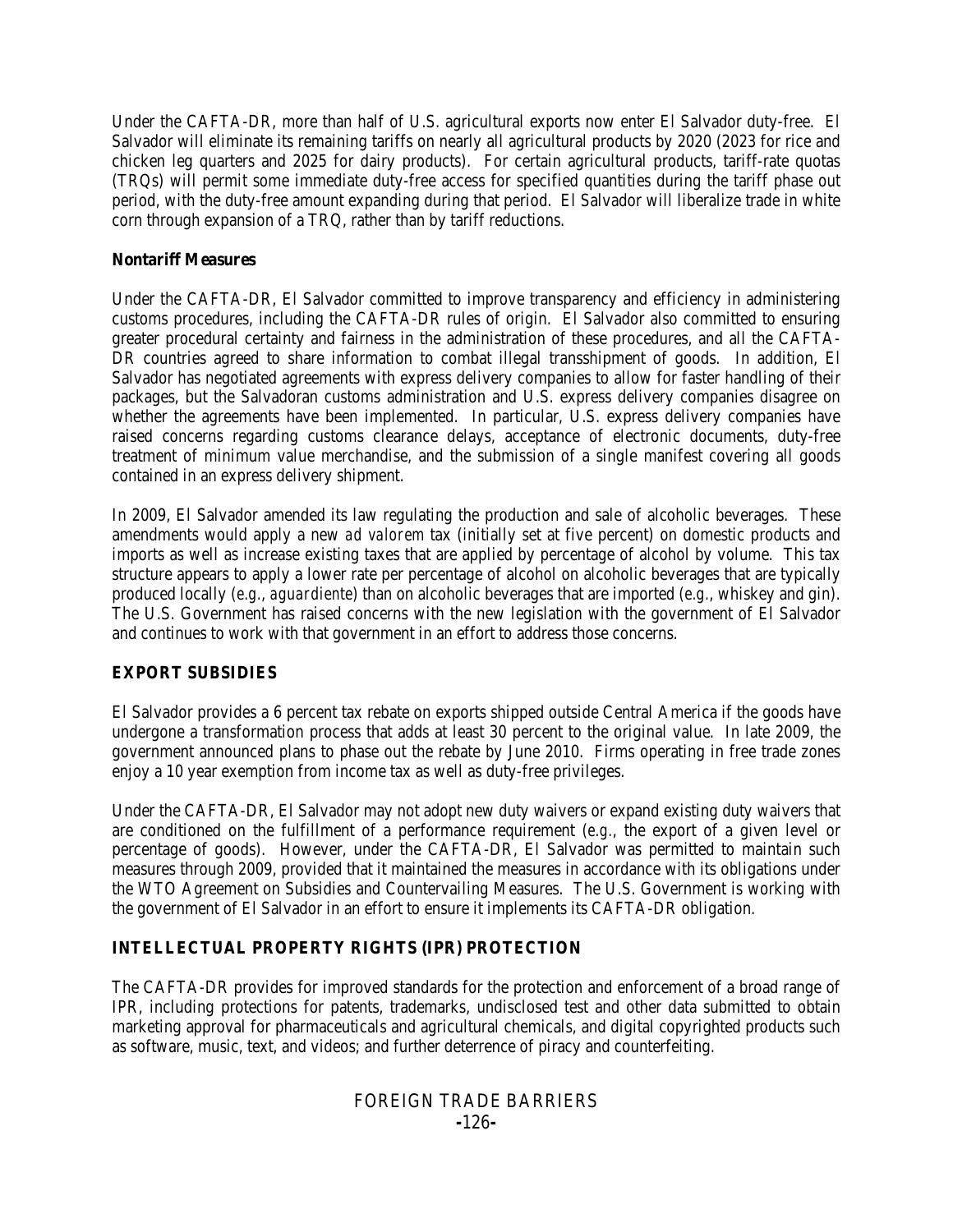Under the CAFTA-DR, more than half of U.S. agricultural exports now enter El Salvador duty-free. El Salvador will eliminate its remaining tariffs on nearly all agricultural products by 2020 (2023 for rice and chicken leg quarters and 2025 for dairy products). For certain agricultural products, tariff-rate quotas (TRQs) will permit some immediate duty-free access for specified quantities during the tariff phase out period, with the duty-free amount expanding during that period. El Salvador will liberalize trade in white corn through expansion of a TRQ, rather than by tariff reductions.

### Nontariff Measures

Under the CAFTA-DR, El Salvador committed to improve transparency and efficiency in administering customs procedures, including the CAFTA-DR rules of origin. El Salvador also committed to ensuring greater procedural certainty and fairness in the administration of these procedures, and all the CAFTA-DR countries agreed to share information to combat illegal transshipment of goods. In addition, El Salvador has negotiated agreements with express delivery companies to allow for faster handling of their packages, but the Salvadoran customs administration and U.S. express delivery companies disagree on whether the agreements have been implemented. In particular, U.S. express delivery companies have raised concerns regarding customs clearance delays, acceptance of electronic documents, duty-free treatment of minimum value merchandise, and the submission of a single manifest covering all goods contained in an express delivery shipment.

In 2009, El Salvador amended its law regulating the production and sale of alcoholic beverages. These amendments would apply a new *ad valorem* tax (initially set at five percent) on domestic products and imports as well as increase existing taxes that are applied by percentage of alcohol by volume. This tax structure appears to apply a lower rate per percentage of alcohol on alcoholic beverages that are typically produced locally (e.g., *aguardiente*) than on alcoholic beverages that are imported (e.g., whiskey and gin). The U.S. Government has raised concerns with the new legislation with the government of El Salvador and continues to work with that government in an effort to address those concerns.

## EXPORT SUBSIDIES

El Salvador provides a 6 percent tax rebate on exports shipped outside Central America if the goods have undergone a transformation process that adds at least 30 percent to the original value. In late 2009, the government announced plans to phase out the rebate by June 2010. Firms operating in free trade zones enjoy a 10 year exemption from income tax as well as duty-free privileges.

Under the CAFTA-DR, El Salvador may not adopt new duty waivers or expand existing duty waivers that are conditioned on the fulfillment of a performance requirement (e.g., the export of a given level or percentage of goods). However, under the CAFTA-DR, El Salvador was permitted to maintain such measures through 2009, provided that it maintained the measures in accordance with its obligations under the WTO Agreement on Subsidies and Countervailing Measures. The U.S. Government is working with the government of El Salvador in an effort to ensure it implements its CAFTA-DR obligation.

## INTELLECTUAL PROPERTY RIGHTS (IPR) PROTECTION

The CAFTA-DR provides for improved standards for the protection and enforcement of a broad range of IPR, including protections for patents, trademarks, undisclosed test and other data submitted to obtain marketing approval for pharmaceuticals and agricultural chemicals, and digital copyrighted products such as software, music, text, and videos; and further deterrence of piracy and counterfeiting.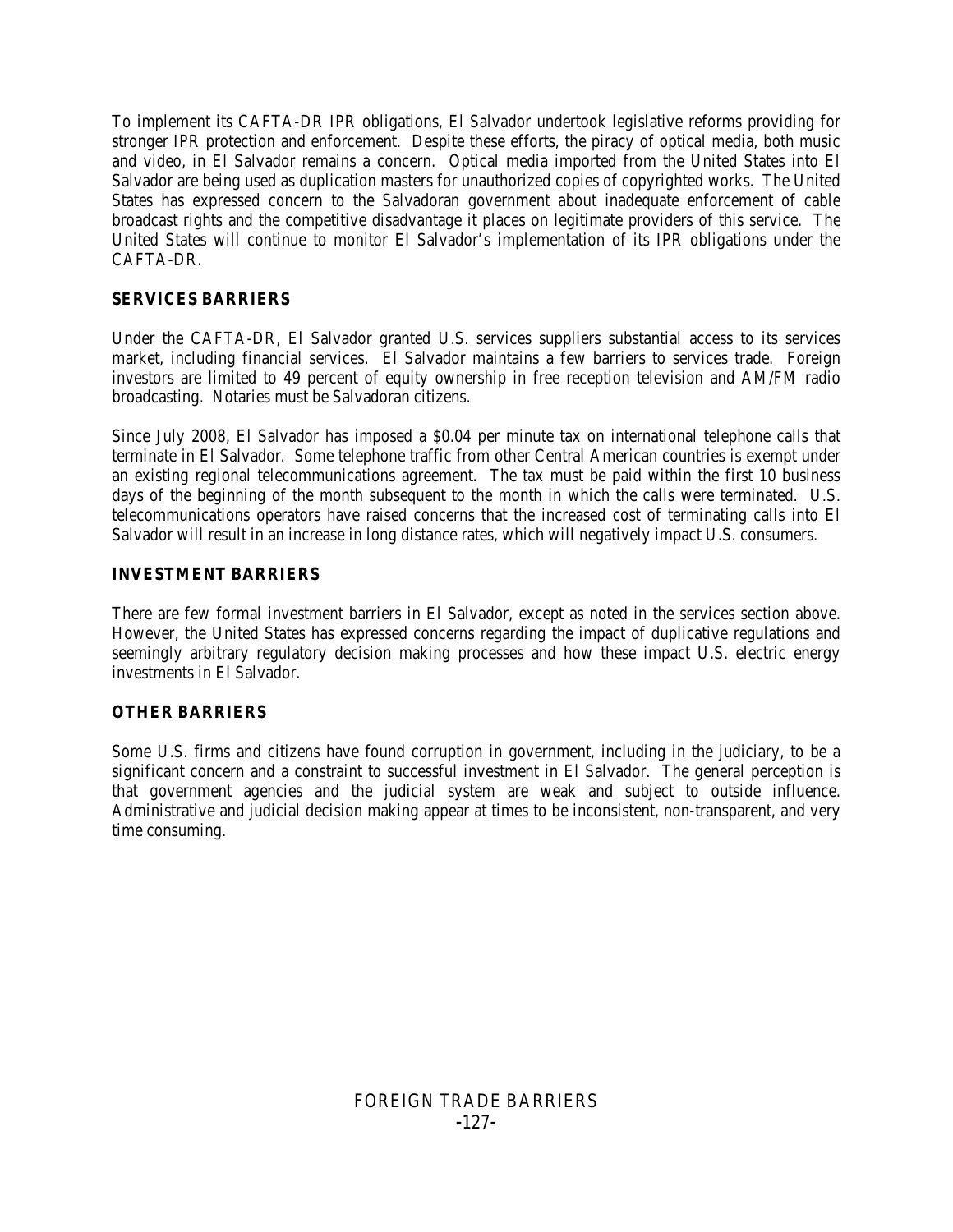To implement its CAFTA-DR IPR obligations, El Salvador undertook legislative reforms providing for stronger IPR protection and enforcement. Despite these efforts, the piracy of optical media, both music and video, in El Salvador remains a concern. Optical media imported from the United States into El Salvador are being used as duplication masters for unauthorized copies of copyrighted works. The United States has expressed concern to the Salvadoran government about inadequate enforcement of cable broadcast rights and the competitive disadvantage it places on legitimate providers of this service. The United States will continue to monitor El Salvador's implementation of its IPR obligations under the CAFTA-DR.

## SERVICES BARRIERS

Under the CAFTA-DR, El Salvador granted U.S. services suppliers substantial access to its services market, including financial services. El Salvador maintains a few barriers to services trade. Foreign investors are limited to 49 percent of equity ownership in free reception television and AM/FM radio broadcasting. Notaries must be Salvadoran citizens.

Since July 2008, El Salvador has imposed a $0.04 per minute tax on international telephone calls that terminate in El Salvador. Some telephone traffic from other Central American countries is exempt under an existing regional telecommunications agreement. The tax must be paid within the first 10 business days of the beginning of the month subsequent to the month in which the calls were terminated. U.S. telecommunications operators have raised concerns that the increased cost of terminating calls into El Salvador will result in an increase in long distance rates, which will negatively impact U.S. consumers.

## INVESTMENT BARRIERS

There are few formal investment barriers in El Salvador, except as noted in the services section above. However, the United States has expressed concerns regarding the impact of duplicative regulations and seemingly arbitrary regulatory decision making processes and how these impact U.S. electric energy investments in El Salvador.

## OTHER BARRIERS

Some U.S. firms and citizens have found corruption in government, including in the judiciary, to be a significant concern and a constraint to successful investment in El Salvador. The general perception is that government agencies and the judicial system are weak and subject to outside influence. Administrative and judicial decision making appear at times to be inconsistent, non-transparent, and very time consuming.